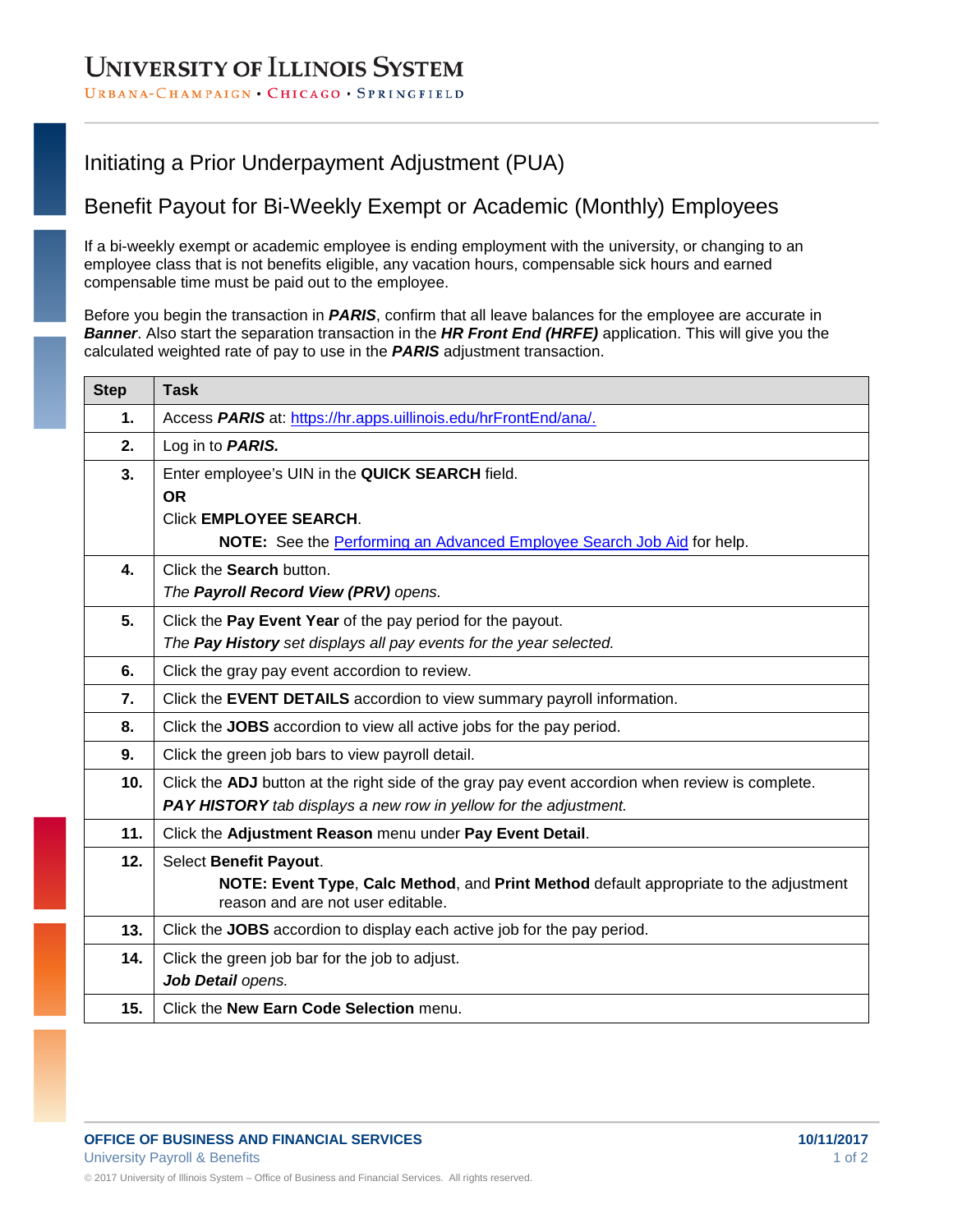UNIVERSITY OF ILLINOIS SYSTEM

URBANA-CHAMPAIGN • CHICAGO • SPRINGFIELD

# Initiating a Prior Underpayment Adjustment (PUA)

## Benefit Payout for Bi-Weekly Exempt or Academic (Monthly) Employees

If a bi-weekly exempt or academic employee is ending employment with the university, or changing to an employee class that is not benefits eligible, any vacation hours, compensable sick hours and earned compensable time must be paid out to the employee.

Before you begin the transaction in ***PARIS***, confirm that all leave balances for the employee are accurate in ***Banner***. Also start the separation transaction in the ***HR Front End (HRFE)*** application. This will give you the calculated weighted rate of pay to use in the ***PARIS*** adjustment transaction.

| Step | Task |
|---|---|
| **1.** | Access ***PARIS*** at: [https://hr.apps.uillinois.edu/hrFrontEnd/ana/.](https://hr.apps.uillinois.edu/hrFrontEnd/ana/) |
| **2.** | Log in to ***PARIS.*** |
| **3.** | Enter employee's UIN in the **QUICK SEARCH** field.<br>**OR**<br>Click **EMPLOYEE SEARCH**.<br>**NOTE:** See the Performing an Advanced Employee Search Job Aid for help. |
| **4.** | Click the **Search** button.<br>*The **Payroll Record View (PRV)** opens.* |
| **5.** | Click the **Pay Event Year** of the pay period for the payout.<br>*The **Pay History** set displays all pay events for the year selected.* |
| **6.** | Click the gray pay event accordion to review. |
| **7.** | Click the **EVENT DETAILS** accordion to view summary payroll information. |
| **8.** | Click the **JOBS** accordion to view all active jobs for the pay period. |
| **9.** | Click the green job bars to view payroll detail. |
| **10.** | Click the **ADJ** button at the right side of the gray pay event accordion when review is complete.<br>***PAY HISTORY** tab displays a new row in yellow for the adjustment.* |
| **11.** | Click the **Adjustment Reason** menu under **Pay Event Detail**. |
| **12.** | Select **Benefit Payout**.<br>**NOTE: Event Type**, **Calc Method**, and **Print Method** default appropriate to the adjustment reason and are not user editable. |
| **13.** | Click the **JOBS** accordion to display each active job for the pay period. |
| **14.** | Click the green job bar for the job to adjust.<br>***Job Detail** opens.* |
| **15.** | Click the **New Earn Code Selection** menu. |

**OFFICE OF BUSINESS AND FINANCIAL SERVICES**
University Payroll & Benefits

**10/11/2017**

© 2017 University of Illinois System – Office of Business and Financial Services. All rights reserved.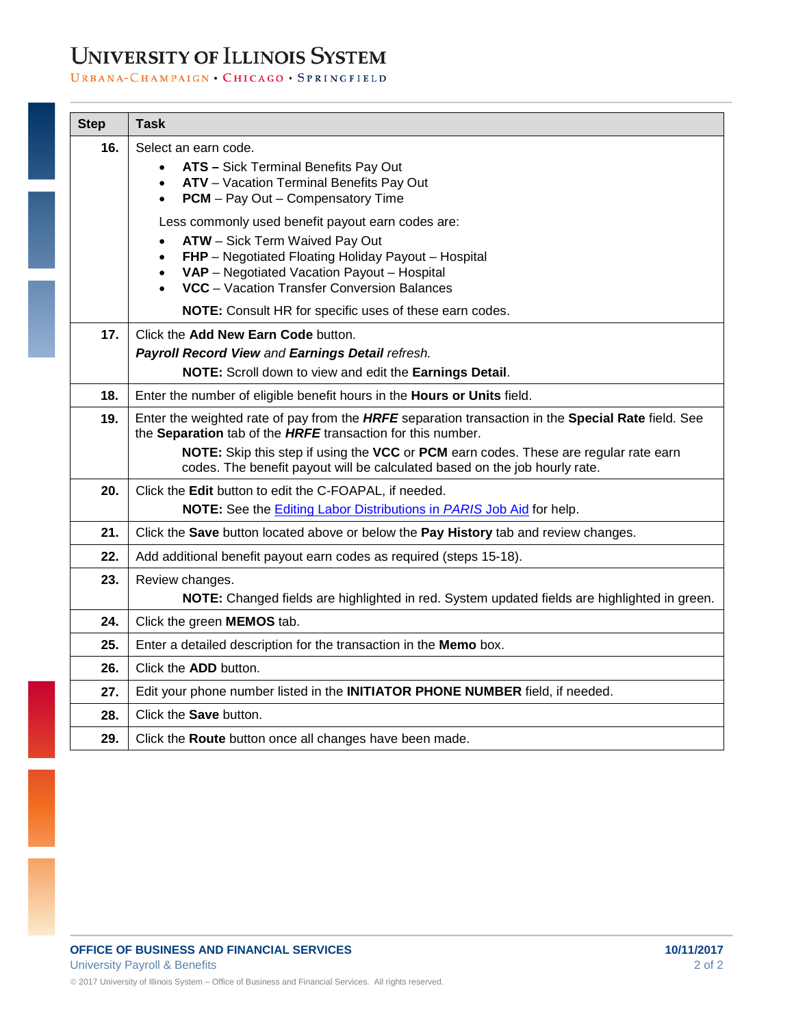| Step | Task |
|---|---|
| **16.** | Select an earn code.<br>• **ATS –** Sick Terminal Benefits Pay Out<br>• **ATV** – Vacation Terminal Benefits Pay Out<br>• **PCM** – Pay Out – Compensatory Time<br><br>Less commonly used benefit payout earn codes are:<br>• **ATW** – Sick Term Waived Pay Out<br>• **FHP** – Negotiated Floating Holiday Payout – Hospital<br>• **VAP** – Negotiated Vacation Payout – Hospital<br>• **VCC** – Vacation Transfer Conversion Balances<br><br>**NOTE:** Consult HR for specific uses of these earn codes. |
| **17.** | Click the **Add New Earn Code** button.<br>***Payroll Record View*** *and* ***Earnings Detail*** *refresh.*<br>**NOTE:** Scroll down to view and edit the **Earnings Detail**. |
| **18.** | Enter the number of eligible benefit hours in the **Hours or Units** field. |
| **19.** | Enter the weighted rate of pay from the ***HRFE*** separation transaction in the **Special Rate** field. See the **Separation** tab of the ***HRFE*** transaction for this number.<br>**NOTE:** Skip this step if using the **VCC** or **PCM** earn codes. These are regular rate earn codes. The benefit payout will be calculated based on the job hourly rate. |
| **20.** | Click the **Edit** button to edit the C-FOAPAL, if needed.<br>**NOTE:** See the Editing Labor Distributions in *PARIS* Job Aid for help. |
| **21.** | Click the **Save** button located above or below the **Pay History** tab and review changes. |
| **22.** | Add additional benefit payout earn codes as required (steps 15-18). |
| **23.** | Review changes.<br>**NOTE:** Changed fields are highlighted in red. System updated fields are highlighted in green. |
| **24.** | Click the green **MEMOS** tab. |
| **25.** | Enter a detailed description for the transaction in the **Memo** box. |
| **26.** | Click the **ADD** button. |
| **27.** | Edit your phone number listed in the **INITIATOR PHONE NUMBER** field, if needed. |
| **28.** | Click the **Save** button. |
| **29.** | Click the **Route** button once all changes have been made. |